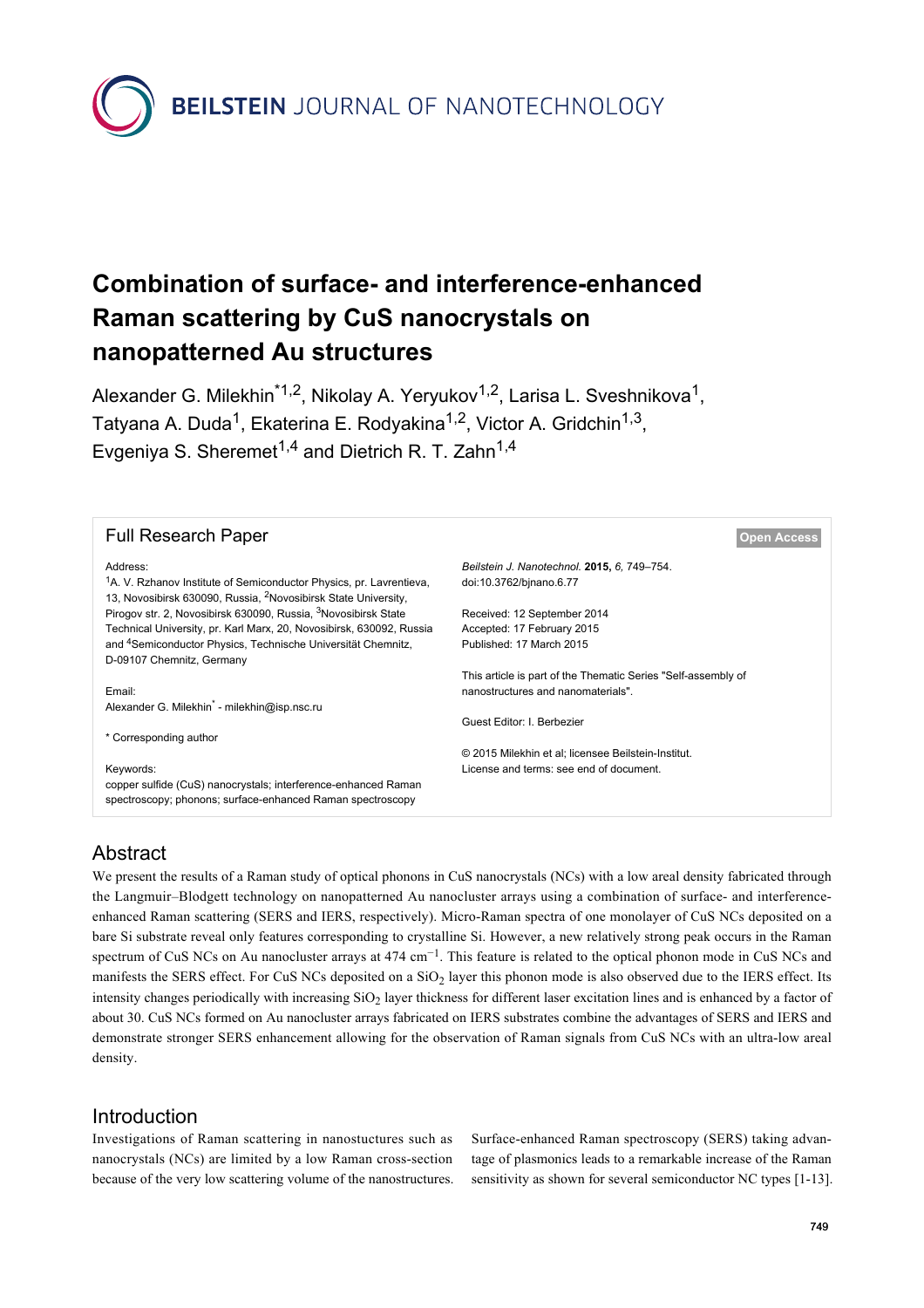# Combination of surface- and interference-enhanced Raman scattering by CuS nanocrystals on nanopatterned Au structures

Alexander G. Milekhin[*1,2], Nikolay A. Yeryukov[1,2], Larisa L. Sveshnikova[1], Tatyana A. Duda[1], Ekaterina E. Rodyakina[1,2], Victor A. Gridchin[1,3], Evgeniya S. Sheremet[1,4] and Dietrich R. T. Zahn[1,4]

**Full Research Paper** — Open Access

Address:
[1]A. V. Rzhanov Institute of Semiconductor Physics, pr. Lavrentieva, 13, Novosibirsk 630090, Russia, [2]Novosibirsk State University, Pirogov str. 2, Novosibirsk 630090, Russia, [3]Novosibirsk State Technical University, pr. Karl Marx, 20, Novosibirsk, 630092, Russia and [4]Semiconductor Physics, Technische Universität Chemnitz, D-09107 Chemnitz, Germany

Email:
Alexander G. Milekhin* - milekhin@isp.nsc.ru

\* Corresponding author

Keywords:
copper sulfide (CuS) nanocrystals; interference-enhanced Raman spectroscopy; phonons; surface-enhanced Raman spectroscopy

*Beilstein J. Nanotechnol.* **2015,** *6,* 749–754.
doi:10.3762/bjnano.6.77

Received: 12 September 2014
Accepted: 17 February 2015
Published: 17 March 2015

This article is part of the Thematic Series "Self-assembly of nanostructures and nanomaterials".

Guest Editor: I. Berbezier

© 2015 Milekhin et al; licensee Beilstein-Institut.
License and terms: see end of document.

## Abstract

We present the results of a Raman study of optical phonons in CuS nanocrystals (NCs) with a low areal density fabricated through the Langmuir–Blodgett technology on nanopatterned Au nanocluster arrays using a combination of surface- and interference-enhanced Raman scattering (SERS and IERS, respectively). Micro-Raman spectra of one monolayer of CuS NCs deposited on a bare Si substrate reveal only features corresponding to crystalline Si. However, a new relatively strong peak occurs in the Raman spectrum of CuS NCs on Au nanocluster arrays at 474 $cm^{-1}$. This feature is related to the optical phonon mode in CuS NCs and manifests the SERS effect. For CuS NCs deposited on a $SiO_2$ layer this phonon mode is also observed due to the IERS effect. Its intensity changes periodically with increasing $SiO_2$ layer thickness for different laser excitation lines and is enhanced by a factor of about 30. CuS NCs formed on Au nanocluster arrays fabricated on IERS substrates combine the advantages of SERS and IERS and demonstrate stronger SERS enhancement allowing for the observation of Raman signals from CuS NCs with an ultra-low areal density.

## Introduction

Investigations of Raman scattering in nanostuctures such as nanocrystals (NCs) are limited by a low Raman cross-section because of the very low scattering volume of the nanostructures. Surface-enhanced Raman spectroscopy (SERS) taking advantage of plasmonics leads to a remarkable increase of the Raman sensitivity as shown for several semiconductor NC types [1-13].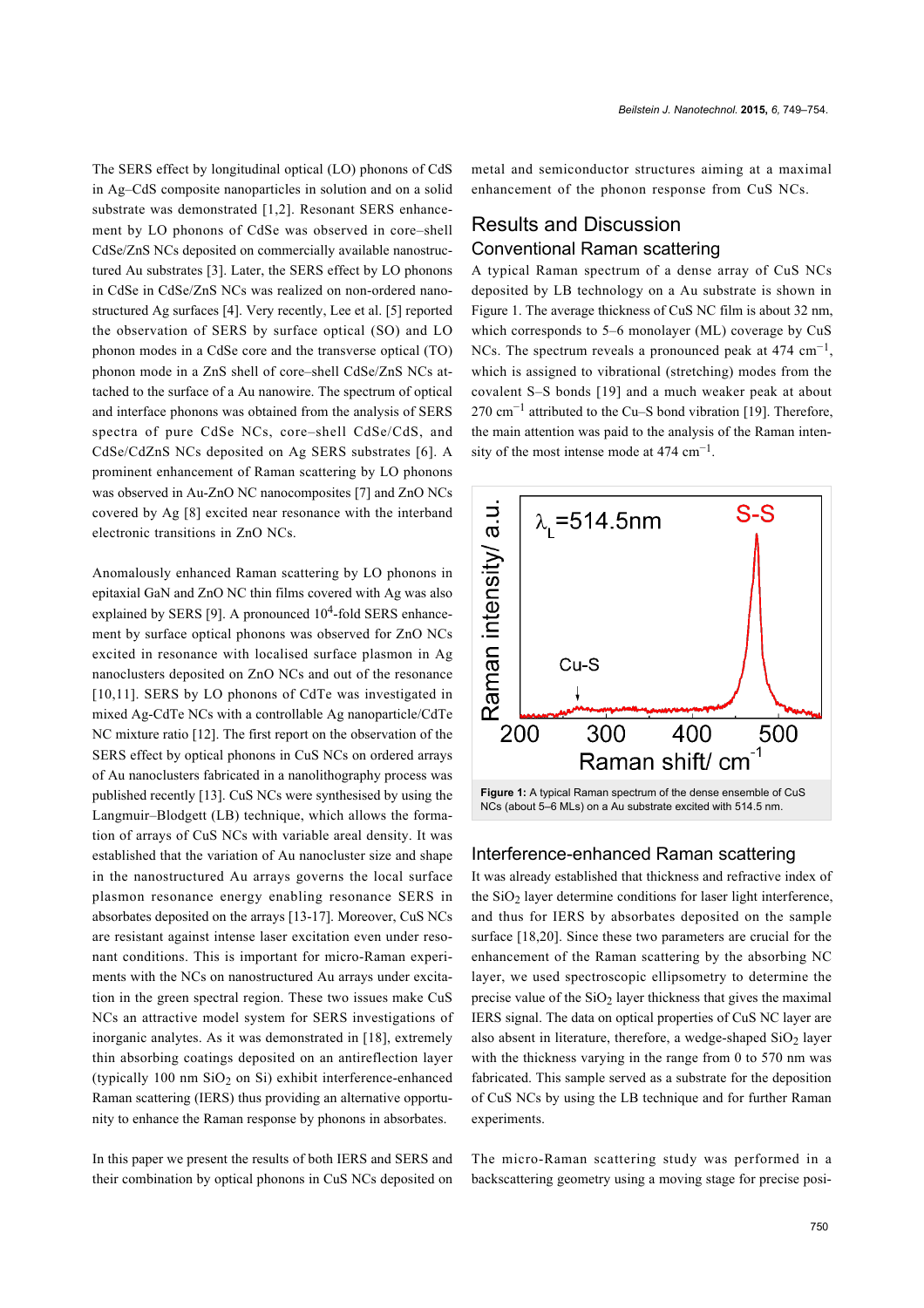The SERS effect by longitudinal optical (LO) phonons of CdS in Ag–CdS composite nanoparticles in solution and on a solid substrate was demonstrated [1,2]. Resonant SERS enhancement by LO phonons of CdSe was observed in core–shell CdSe/ZnS NCs deposited on commercially available nanostructured Au substrates [3]. Later, the SERS effect by LO phonons in CdSe in CdSe/ZnS NCs was realized on non-ordered nanostructured Ag surfaces [4]. Very recently, Lee et al. [5] reported the observation of SERS by surface optical (SO) and LO phonon modes in a CdSe core and the transverse optical (TO) phonon mode in a ZnS shell of core–shell CdSe/ZnS NCs attached to the surface of a Au nanowire. The spectrum of optical and interface phonons was obtained from the analysis of SERS spectra of pure CdSe NCs, core–shell CdSe/CdS, and CdSe/CdZnS NCs deposited on Ag SERS substrates [6]. A prominent enhancement of Raman scattering by LO phonons was observed in Au-ZnO NC nanocomposites [7] and ZnO NCs covered by Ag [8] excited near resonance with the interband electronic transitions in ZnO NCs.

Anomalously enhanced Raman scattering by LO phonons in epitaxial GaN and ZnO NC thin films covered with Ag was also explained by SERS [9]. A pronounced $10^4$-fold SERS enhancement by surface optical phonons was observed for ZnO NCs excited in resonance with localised surface plasmon in Ag nanoclusters deposited on ZnO NCs and out of the resonance [10,11]. SERS by LO phonons of CdTe was investigated in mixed Ag-CdTe NCs with a controllable Ag nanoparticle/CdTe NC mixture ratio [12]. The first report on the observation of the SERS effect by optical phonons in CuS NCs on ordered arrays of Au nanoclusters fabricated in a nanolithography process was published recently [13]. CuS NCs were synthesised by using the Langmuir–Blodgett (LB) technique, which allows the formation of arrays of CuS NCs with variable areal density. It was established that the variation of Au nanocluster size and shape in the nanostructured Au arrays governs the local surface plasmon resonance energy enabling resonance SERS in absorbates deposited on the arrays [13-17]. Moreover, CuS NCs are resistant against intense laser excitation even under resonant conditions. This is important for micro-Raman experiments with the NCs on nanostructured Au arrays under excitation in the green spectral region. These two issues make CuS NCs an attractive model system for SERS investigations of inorganic analytes. As it was demonstrated in [18], extremely thin absorbing coatings deposited on an antireflection layer (typically 100 nm $SiO_2$ on Si) exhibit interference-enhanced Raman scattering (IERS) thus providing an alternative opportunity to enhance the Raman response by phonons in absorbates.

In this paper we present the results of both IERS and SERS and their combination by optical phonons in CuS NCs deposited on metal and semiconductor structures aiming at a maximal enhancement of the phonon response from CuS NCs.

## Results and Discussion

### Conventional Raman scattering

A typical Raman spectrum of a dense array of CuS NCs deposited by LB technology on a Au substrate is shown in Figure 1. The average thickness of CuS NC film is about 32 nm, which corresponds to 5–6 monolayer (ML) coverage by CuS NCs. The spectrum reveals a pronounced peak at 474 $cm^{-1}$, which is assigned to vibrational (stretching) modes from the covalent S–S bonds [19] and a much weaker peak at about 270 $cm^{-1}$ attributed to the Cu–S bond vibration [19]. Therefore, the main attention was paid to the analysis of the Raman intensity of the most intense mode at 474 $cm^{-1}$.

**Figure 1:** A typical Raman spectrum of the dense ensemble of CuS NCs (about 5–6 MLs) on a Au substrate excited with 514.5 nm.

### Interference-enhanced Raman scattering

It was already established that thickness and refractive index of the $SiO_2$ layer determine conditions for laser light interference, and thus for IERS by absorbates deposited on the sample surface [18,20]. Since these two parameters are crucial for the enhancement of the Raman scattering by the absorbing NC layer, we used spectroscopic ellipsometry to determine the precise value of the $SiO_2$ layer thickness that gives the maximal IERS signal. The data on optical properties of CuS NC layer are also absent in literature, therefore, a wedge-shaped $SiO_2$ layer with the thickness varying in the range from 0 to 570 nm was fabricated. This sample served as a substrate for the deposition of CuS NCs by using the LB technique and for further Raman experiments.

The micro-Raman scattering study was performed in a backscattering geometry using a moving stage for precise posi-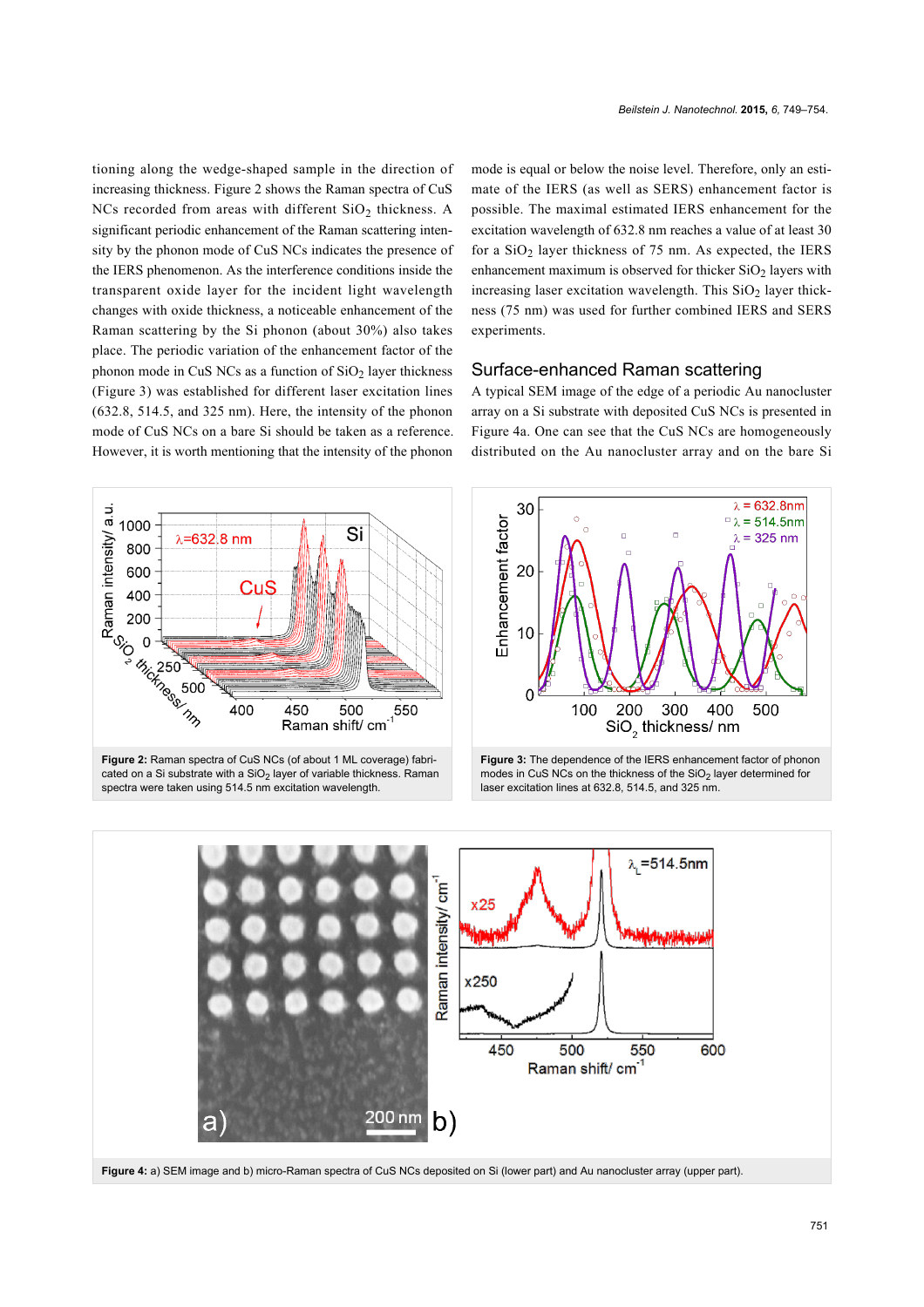tioning along the wedge-shaped sample in the direction of increasing thickness. Figure 2 shows the Raman spectra of CuS NCs recorded from areas with different $SiO_2$ thickness. A significant periodic enhancement of the Raman scattering intensity by the phonon mode of CuS NCs indicates the presence of the IERS phenomenon. As the interference conditions inside the transparent oxide layer for the incident light wavelength changes with oxide thickness, a noticeable enhancement of the Raman scattering by the Si phonon (about 30%) also takes place. The periodic variation of the enhancement factor of the phonon mode in CuS NCs as a function of $SiO_2$ layer thickness (Figure 3) was established for different laser excitation lines (632.8, 514.5, and 325 nm). Here, the intensity of the phonon mode of CuS NCs on a bare Si should be taken as a reference. However, it is worth mentioning that the intensity of the phonon mode is equal or below the noise level. Therefore, only an estimate of the IERS (as well as SERS) enhancement factor is possible. The maximal estimated IERS enhancement for the excitation wavelength of 632.8 nm reaches a value of at least 30 for a $SiO_2$ layer thickness of 75 nm. As expected, the IERS enhancement maximum is observed for thicker $SiO_2$ layers with increasing laser excitation wavelength. This $SiO_2$ layer thickness (75 nm) was used for further combined IERS and SERS experiments.

## Surface-enhanced Raman scattering

A typical SEM image of the edge of a periodic Au nanocluster array on a Si substrate with deposited CuS NCs is presented in Figure 4a. One can see that the CuS NCs are homogeneously distributed on the Au nanocluster array and on the bare Si

**Figure 2:** Raman spectra of CuS NCs (of about 1 ML coverage) fabricated on a Si substrate with a $SiO_2$ layer of variable thickness. Raman spectra were taken using 514.5 nm excitation wavelength.

**Figure 3:** The dependence of the IERS enhancement factor of phonon modes in CuS NCs on the thickness of the $SiO_2$ layer determined for laser excitation lines at 632.8, 514.5, and 325 nm.

**Figure 4:** a) SEM image and b) micro-Raman spectra of CuS NCs deposited on Si (lower part) and Au nanocluster array (upper part).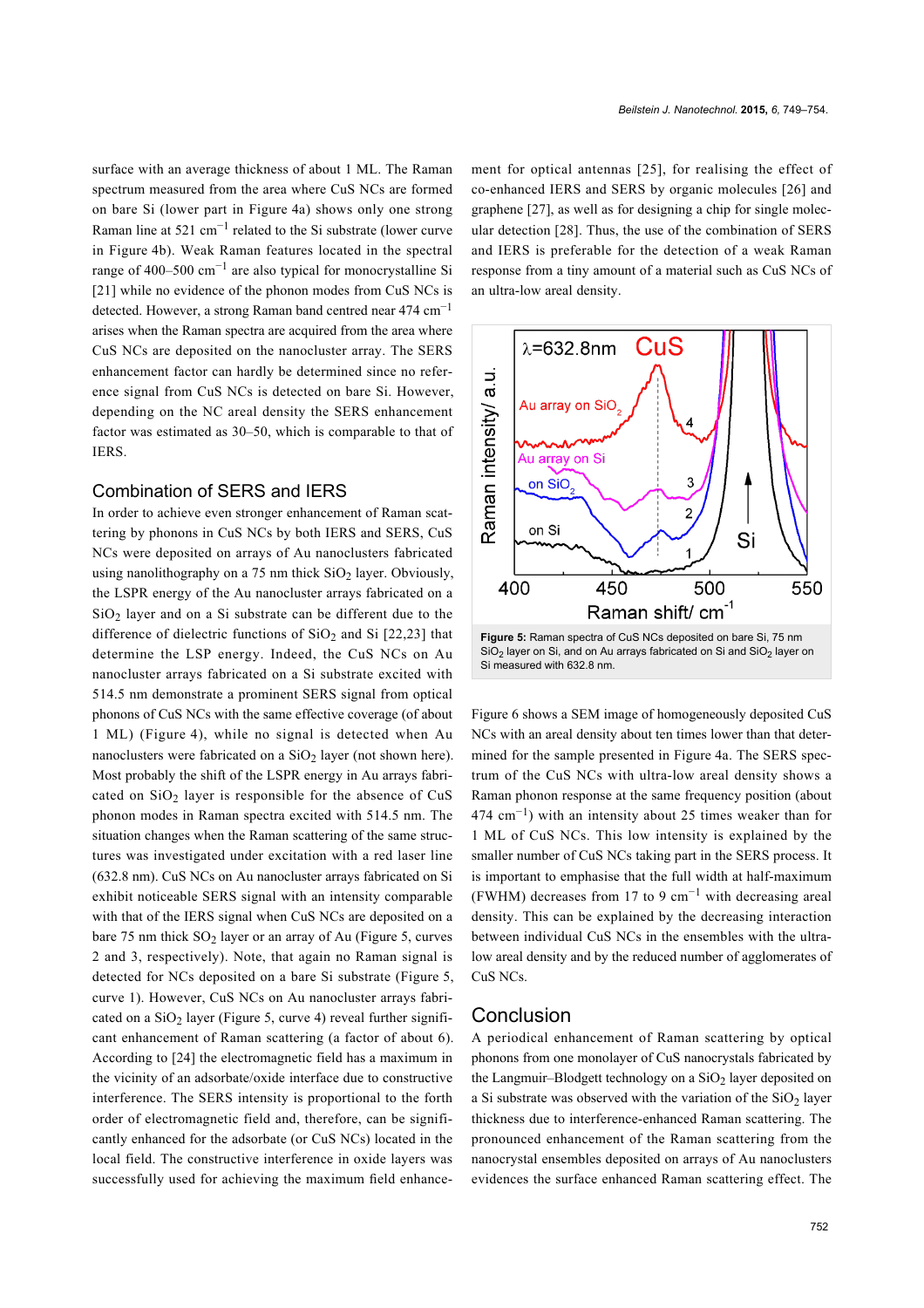surface with an average thickness of about 1 ML. The Raman spectrum measured from the area where CuS NCs are formed on bare Si (lower part in Figure 4a) shows only one strong Raman line at 521 $cm^{-1}$ related to the Si substrate (lower curve in Figure 4b). Weak Raman features located in the spectral range of 400–500 $cm^{-1}$ are also typical for monocrystalline Si [21] while no evidence of the phonon modes from CuS NCs is detected. However, a strong Raman band centred near 474 $cm^{-1}$ arises when the Raman spectra are acquired from the area where CuS NCs are deposited on the nanocluster array. The SERS enhancement factor can hardly be determined since no reference signal from CuS NCs is detected on bare Si. However, depending on the NC areal density the SERS enhancement factor was estimated as 30–50, which is comparable to that of IERS.

## Combination of SERS and IERS

In order to achieve even stronger enhancement of Raman scattering by phonons in CuS NCs by both IERS and SERS, CuS NCs were deposited on arrays of Au nanoclusters fabricated using nanolithography on a 75 nm thick $SiO_2$ layer. Obviously, the LSPR energy of the Au nanocluster arrays fabricated on a $SiO_2$ layer and on a Si substrate can be different due to the difference of dielectric functions of $SiO_2$ and Si [22,23] that determine the LSP energy. Indeed, the CuS NCs on Au nanocluster arrays fabricated on a Si substrate excited with 514.5 nm demonstrate a prominent SERS signal from optical phonons of CuS NCs with the same effective coverage (of about 1 ML) (Figure 4), while no signal is detected when Au nanoclusters were fabricated on a $SiO_2$ layer (not shown here). Most probably the shift of the LSPR energy in Au arrays fabricated on $SiO_2$ layer is responsible for the absence of CuS phonon modes in Raman spectra excited with 514.5 nm. The situation changes when the Raman scattering of the same structures was investigated under excitation with a red laser line (632.8 nm). CuS NCs on Au nanocluster arrays fabricated on Si exhibit noticeable SERS signal with an intensity comparable with that of the IERS signal when CuS NCs are deposited on a bare 75 nm thick $SO_2$ layer or an array of Au (Figure 5, curves 2 and 3, respectively). Note, that again no Raman signal is detected for NCs deposited on a bare Si substrate (Figure 5, curve 1). However, CuS NCs on Au nanocluster arrays fabricated on a $SiO_2$ layer (Figure 5, curve 4) reveal further significant enhancement of Raman scattering (a factor of about 6). According to [24] the electromagnetic field has a maximum in the vicinity of an adsorbate/oxide interface due to constructive interference. The SERS intensity is proportional to the forth order of electromagnetic field and, therefore, can be significantly enhanced for the adsorbate (or CuS NCs) located in the local field. The constructive interference in oxide layers was successfully used for achieving the maximum field enhancement for optical antennas [25], for realising the effect of co-enhanced IERS and SERS by organic molecules [26] and graphene [27], as well as for designing a chip for single molecular detection [28]. Thus, the use of the combination of SERS and IERS is preferable for the detection of a weak Raman response from a tiny amount of a material such as CuS NCs of an ultra-low areal density.

**Figure 5:** Raman spectra of CuS NCs deposited on bare Si, 75 nm $SiO_2$ layer on Si, and on Au arrays fabricated on Si and $SiO_2$ layer on Si measured with 632.8 nm.

Figure 6 shows a SEM image of homogeneously deposited CuS NCs with an areal density about ten times lower than that determined for the sample presented in Figure 4a. The SERS spectrum of the CuS NCs with ultra-low areal density shows a Raman phonon response at the same frequency position (about 474 $cm^{-1}$) with an intensity about 25 times weaker than for 1 ML of CuS NCs. This low intensity is explained by the smaller number of CuS NCs taking part in the SERS process. It is important to emphasise that the full width at half-maximum (FWHM) decreases from 17 to 9 $cm^{-1}$ with decreasing areal density. This can be explained by the decreasing interaction between individual CuS NCs in the ensembles with the ultra-low areal density and by the reduced number of agglomerates of CuS NCs.

## Conclusion

A periodical enhancement of Raman scattering by optical phonons from one monolayer of CuS nanocrystals fabricated by the Langmuir–Blodgett technology on a $SiO_2$ layer deposited on a Si substrate was observed with the variation of the $SiO_2$ layer thickness due to interference-enhanced Raman scattering. The pronounced enhancement of the Raman scattering from the nanocrystal ensembles deposited on arrays of Au nanoclusters evidences the surface enhanced Raman scattering effect. The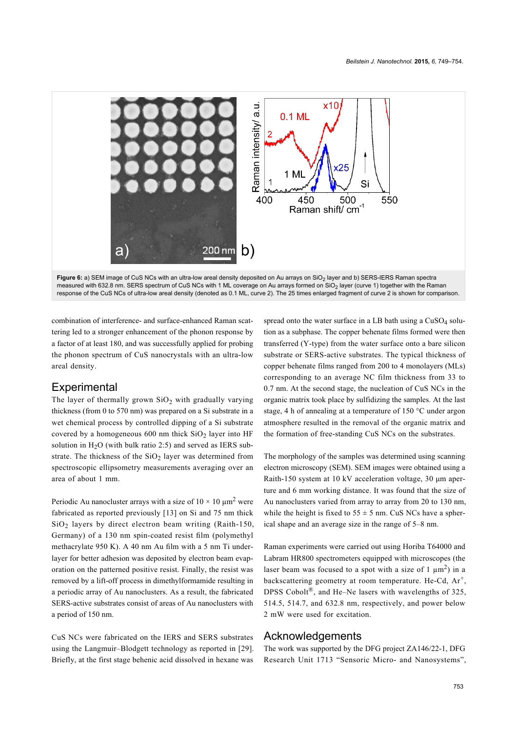**Figure 6:** a) SEM image of CuS NCs with an ultra-low areal density deposited on Au arrays on $SiO_2$ layer and b) SERS-IERS Raman spectra measured with 632.8 nm. SERS spectrum of CuS NCs with 1 ML coverage on Au arrays formed on $SiO_2$ layer (curve 1) together with the Raman response of the CuS NCs of ultra-low areal density (denoted as 0.1 ML, curve 2). The 25 times enlarged fragment of curve 2 is shown for comparison.

combination of interference- and surface-enhanced Raman scattering led to a stronger enhancement of the phonon response by a factor of at least 180, and was successfully applied for probing the phonon spectrum of CuS nanocrystals with an ultra-low areal density.

## Experimental

The layer of thermally grown $SiO_2$ with gradually varying thickness (from 0 to 570 nm) was prepared on a Si substrate in a wet chemical process by controlled dipping of a Si substrate covered by a homogeneous 600 nm thick $SiO_2$ layer into HF solution in $H_2O$ (with bulk ratio 2:5) and served as IERS substrate. The thickness of the $SiO_2$ layer was determined from spectroscopic ellipsometry measurements averaging over an area of about 1 mm.

Periodic Au nanocluster arrays with a size of 10 × 10 $\mu m^2$ were fabricated as reported previously [13] on Si and 75 nm thick $SiO_2$ layers by direct electron beam writing (Raith-150, Germany) of a 130 nm spin-coated resist film (polymethyl methacrylate 950 K). A 40 nm Au film with a 5 nm Ti underlayer for better adhesion was deposited by electron beam evaporation on the patterned positive resist. Finally, the resist was removed by a lift-off process in dimethylformamide resulting in a periodic array of Au nanoclusters. As a result, the fabricated SERS-active substrates consist of areas of Au nanoclusters with a period of 150 nm.

CuS NCs were fabricated on the IERS and SERS substrates using the Langmuir–Blodgett technology as reported in [29]. Briefly, at the first stage behenic acid dissolved in hexane was spread onto the water surface in a LB bath using a $CuSO_4$ solution as a subphase. The copper behenate films formed were then transferred (Y-type) from the water surface onto a bare silicon substrate or SERS-active substrates. The typical thickness of copper behenate films ranged from 200 to 4 monolayers (MLs) corresponding to an average NC film thickness from 33 to 0.7 nm. At the second stage, the nucleation of CuS NCs in the organic matrix took place by sulfidizing the samples. At the last stage, 4 h of annealing at a temperature of 150 °C under argon atmosphere resulted in the removal of the organic matrix and the formation of free-standing CuS NCs on the substrates.

The morphology of the samples was determined using scanning electron microscopy (SEM). SEM images were obtained using a Raith-150 system at 10 kV acceleration voltage, 30 µm aperture and 6 mm working distance. It was found that the size of Au nanoclusters varied from array to array from 20 to 130 nm, while the height is fixed to 55 ± 5 nm. CuS NCs have a spherical shape and an average size in the range of 5–8 nm.

Raman experiments were carried out using Horiba T64000 and Labram HR800 spectrometers equipped with microscopes (the laser beam was focused to a spot with a size of 1 $\mu m^2$) in a backscattering geometry at room temperature. He-Cd, $Ar^+$, DPSS Cobolt®, and He–Ne lasers with wavelengths of 325, 514.5, 514.7, and 632.8 nm, respectively, and power below 2 mW were used for excitation.

## Acknowledgements

The work was supported by the DFG project ZA146/22-1, DFG Research Unit 1713 "Sensoric Micro- and Nanosystems",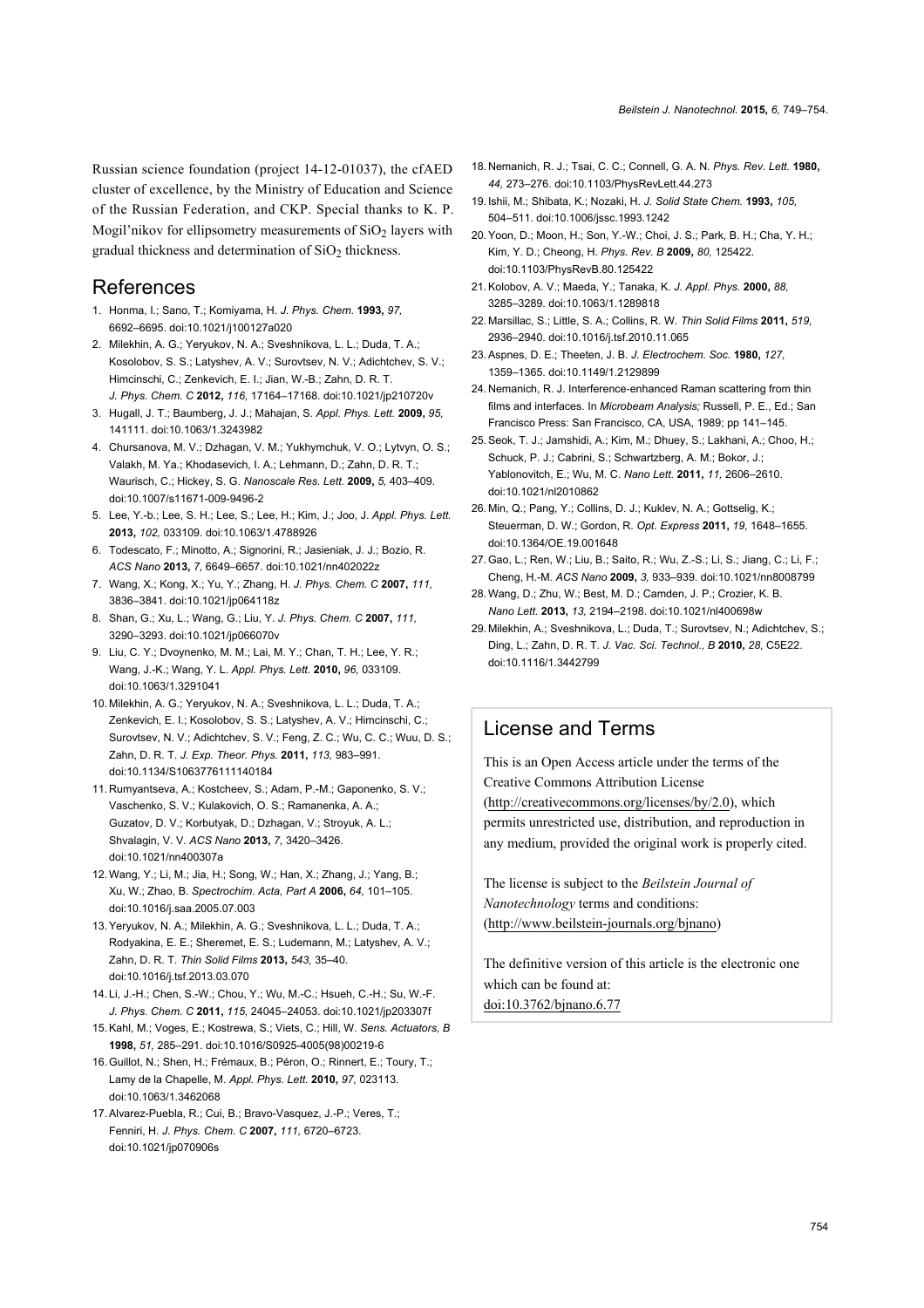Russian science foundation (project 14-12-01037), the cfAED cluster of excellence, by the Ministry of Education and Science of the Russian Federation, and CKP. Special thanks to K. P. Mogil'nikov for ellipsometry measurements of $SiO_2$ layers with gradual thickness and determination of $SiO_2$ thickness.

## References

1. Honma, I.; Sano, T.; Komiyama, H. *J. Phys. Chem.* **1993,** *97,* 6692–6695. doi:10.1021/j100127a020
2. Milekhin, A. G.; Yeryukov, N. A.; Sveshnikova, L. L.; Duda, T. A.; Kosolobov, S. S.; Latyshev, A. V.; Surovtsev, N. V.; Adichtchev, S. V.; Himcinschi, C.; Zenkevich, E. I.; Jian, W.-B.; Zahn, D. R. T. *J. Phys. Chem. C* **2012,** *116,* 17164–17168. doi:10.1021/jp210720v
3. Hugall, J. T.; Baumberg, J. J.; Mahajan, S. *Appl. Phys. Lett.* **2009,** *95,* 141111. doi:10.1063/1.3243982
4. Chursanova, M. V.; Dzhagan, V. M.; Yukhymchuk, V. O.; Lytvyn, O. S.; Valakh, M. Ya.; Khodasevich, I. A.; Lehmann, D.; Zahn, D. R. T.; Waurisch, C.; Hickey, S. G. *Nanoscale Res. Lett.* **2009,** *5,* 403–409. doi:10.1007/s11671-009-9496-2
5. Lee, Y.-b.; Lee, S. H.; Lee, S.; Lee, H.; Kim, J.; Joo, J. *Appl. Phys. Lett.* **2013,** *102,* 033109. doi:10.1063/1.4788926
6. Todescato, F.; Minotto, A.; Signorini, R.; Jasieniak, J. J.; Bozio, R. *ACS Nano* **2013,** *7,* 6649–6657. doi:10.1021/nn402022z
7. Wang, X.; Kong, X.; Yu, Y.; Zhang, H. *J. Phys. Chem. C* **2007,** *111,* 3836–3841. doi:10.1021/jp064118z
8. Shan, G.; Xu, L.; Wang, G.; Liu, Y. *J. Phys. Chem. C* **2007,** *111,* 3290–3293. doi:10.1021/jp066070v
9. Liu, C. Y.; Dvoynenko, M. M.; Lai, M. Y.; Chan, T. H.; Lee, Y. R.; Wang, J.-K.; Wang, Y. L. *Appl. Phys. Lett.* **2010,** *96,* 033109. doi:10.1063/1.3291041
10. Milekhin, A. G.; Yeryukov, N. A.; Sveshnikova, L. L.; Duda, T. A.; Zenkevich, E. I.; Kosolobov, S. S.; Latyshev, A. V.; Himcinschi, C.; Surovtsev, N. V.; Adichtchev, S. V.; Feng, Z. C.; Wu, C. C.; Wuu, D. S.; Zahn, D. R. T. *J. Exp. Theor. Phys.* **2011,** *113,* 983–991. doi:10.1134/S1063776111140184
11. Rumyantseva, A.; Kostcheev, S.; Adam, P.-M.; Gaponenko, S. V.; Vaschenko, S. V.; Kulakovich, O. S.; Ramanenka, A. A.; Guzatov, D. V.; Korbutyak, D.; Dzhagan, V.; Stroyuk, A. L.; Shvalagin, V. V. *ACS Nano* **2013,** *7,* 3420–3426. doi:10.1021/nn400307a
12. Wang, Y.; Li, M.; Jia, H.; Song, W.; Han, X.; Zhang, J.; Yang, B.; Xu, W.; Zhao, B. *Spectrochim. Acta, Part A* **2006,** *64,* 101–105. doi:10.1016/j.saa.2005.07.003
13. Yeryukov, N. A.; Milekhin, A. G.; Sveshnikova, L. L.; Duda, T. A.; Rodyakina, E. E.; Sheremet, E. S.; Ludemann, M.; Latyshev, A. V.; Zahn, D. R. T. *Thin Solid Films* **2013,** *543,* 35–40. doi:10.1016/j.tsf.2013.03.070
14. Li, J.-H.; Chen, S.-W.; Chou, Y.; Wu, M.-C.; Hsueh, C.-H.; Su, W.-F. *J. Phys. Chem. C* **2011,** *115,* 24045–24053. doi:10.1021/jp203307f
15. Kahl, M.; Voges, E.; Kostrewa, S.; Viets, C.; Hill, W. *Sens. Actuators, B* **1998,** *51,* 285–291. doi:10.1016/S0925-4005(98)00219-6
16. Guillot, N.; Shen, H.; Frémaux, B.; Péron, O.; Rinnert, E.; Toury, T.; Lamy de la Chapelle, M. *Appl. Phys. Lett.* **2010,** *97,* 023113. doi:10.1063/1.3462068
17. Alvarez-Puebla, R.; Cui, B.; Bravo-Vasquez, J.-P.; Veres, T.; Fenniri, H. *J. Phys. Chem. C* **2007,** *111,* 6720–6723. doi:10.1021/jp070906s
18. Nemanich, R. J.; Tsai, C. C.; Connell, G. A. N. *Phys. Rev. Lett.* **1980,** *44,* 273–276. doi:10.1103/PhysRevLett.44.273
19. Ishii, M.; Shibata, K.; Nozaki, H. *J. Solid State Chem.* **1993,** *105,* 504–511. doi:10.1006/jssc.1993.1242
20. Yoon, D.; Moon, H.; Son, Y.-W.; Choi, J. S.; Park, B. H.; Cha, Y. H.; Kim, Y. D.; Cheong, H. *Phys. Rev. B* **2009,** *80,* 125422. doi:10.1103/PhysRevB.80.125422
21. Kolobov, A. V.; Maeda, Y.; Tanaka, K. *J. Appl. Phys.* **2000,** *88,* 3285–3289. doi:10.1063/1.1289818
22. Marsillac, S.; Little, S. A.; Collins, R. W. *Thin Solid Films* **2011,** *519,* 2936–2940. doi:10.1016/j.tsf.2010.11.065
23. Aspnes, D. E.; Theeten, J. B. *J. Electrochem. Soc.* **1980,** *127,* 1359–1365. doi:10.1149/1.2129899
24. Nemanich, R. J. Interference-enhanced Raman scattering from thin films and interfaces. In *Microbeam Analysis;* Russell, P. E., Ed.; San Francisco Press: San Francisco, CA, USA, 1989; pp 141–145.
25. Seok, T. J.; Jamshidi, A.; Kim, M.; Dhuey, S.; Lakhani, A.; Choo, H.; Schuck, P. J.; Cabrini, S.; Schwartzberg, A. M.; Bokor, J.; Yablonovitch, E.; Wu, M. C. *Nano Lett.* **2011,** *11,* 2606–2610. doi:10.1021/nl2010862
26. Min, Q.; Pang, Y.; Collins, D. J.; Kuklev, N. A.; Gottselig, K.; Steuerman, D. W.; Gordon, R. *Opt. Express* **2011,** *19,* 1648–1655. doi:10.1364/OE.19.001648
27. Gao, L.; Ren, W.; Liu, B.; Saito, R.; Wu, Z.-S.; Li, S.; Jiang, C.; Li, F.; Cheng, H.-M. *ACS Nano* **2009,** *3,* 933–939. doi:10.1021/nn8008799
28. Wang, D.; Zhu, W.; Best, M. D.; Camden, J. P.; Crozier, K. B. *Nano Lett.* **2013,** *13,* 2194–2198. doi:10.1021/nl400698w
29. Milekhin, A.; Sveshnikova, L.; Duda, T.; Surovtsev, N.; Adichtchev, S.; Ding, L.; Zahn, D. R. T. *J. Vac. Sci. Technol., B* **2010,** *28,* C5E22. doi:10.1116/1.3442799

## License and Terms

This is an Open Access article under the terms of the Creative Commons Attribution License (http://creativecommons.org/licenses/by/2.0), which permits unrestricted use, distribution, and reproduction in any medium, provided the original work is properly cited.

The license is subject to the *Beilstein Journal of Nanotechnology* terms and conditions: (http://www.beilstein-journals.org/bjnano)

The definitive version of this article is the electronic one which can be found at:
doi:10.3762/bjnano.6.77